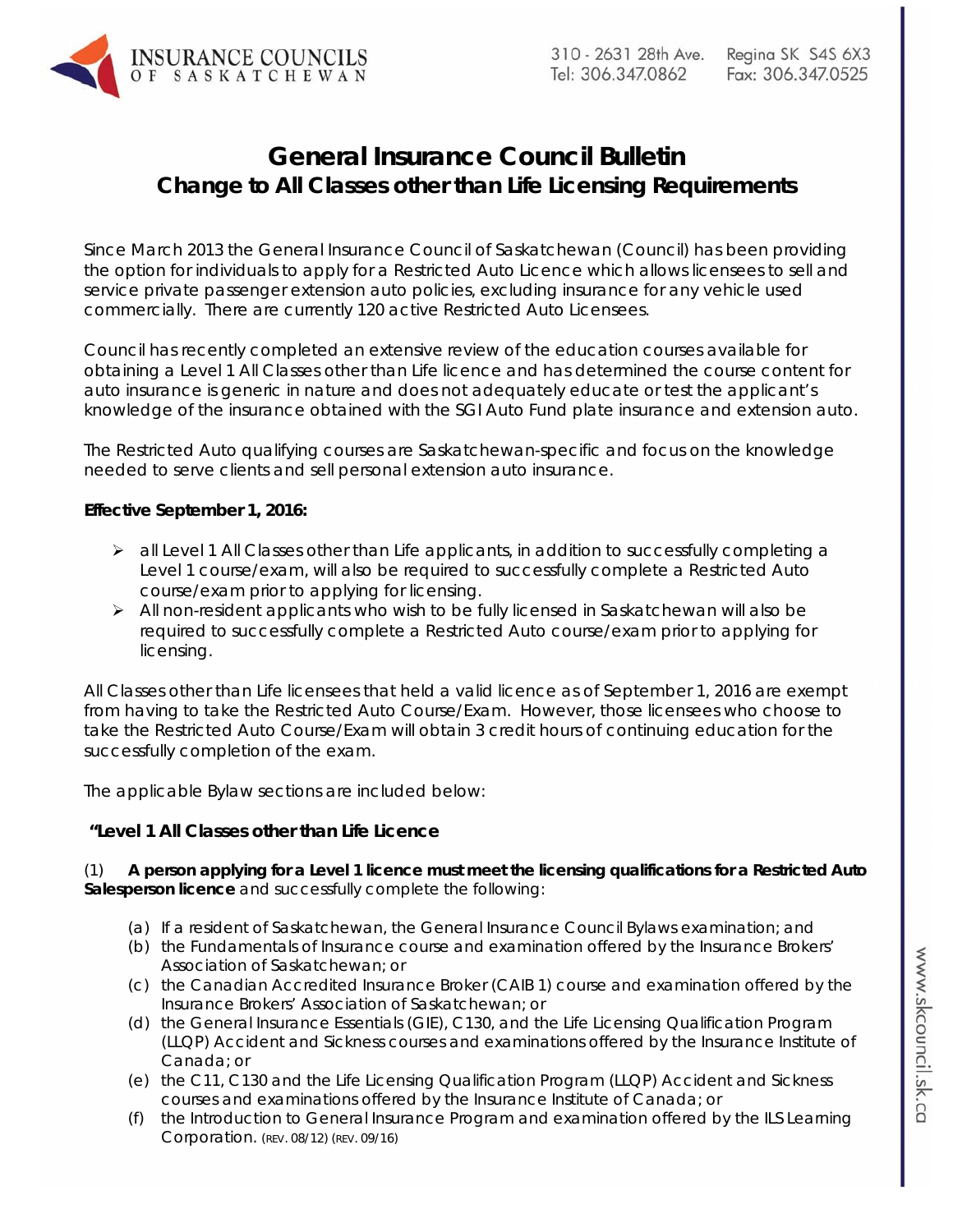INSURANCE COUNCILS OF SASKATCHEWAN

310 - 2631 28th Ave. Regina SK S4S 6X3
Tel: 306.347.0862 Fax: 306.347.0525

# General Insurance Council Bulletin

## Change to All Classes other than Life Licensing Requirements

Since March 2013 the General Insurance Council of Saskatchewan (Council) has been providing the option for individuals to apply for a Restricted Auto Licence which allows licensees to sell and service private passenger extension auto policies, excluding insurance for any vehicle used commercially. There are currently 120 active Restricted Auto Licensees.

Council has recently completed an extensive review of the education courses available for obtaining a Level 1 All Classes other than Life licence and has determined the course content for auto insurance is generic in nature and does not adequately educate or test the applicant's knowledge of the insurance obtained with the SGI Auto Fund plate insurance and extension auto.

The Restricted Auto qualifying courses are Saskatchewan-specific and focus on the knowledge needed to serve clients and sell personal extension auto insurance.

**Effective September 1, 2016:**

- all Level 1 All Classes other than Life applicants, in addition to successfully completing a Level 1 course/exam, will also be required to successfully complete a Restricted Auto course/exam prior to applying for licensing.
- All non-resident applicants who wish to be fully licensed in Saskatchewan will also be required to successfully complete a Restricted Auto course/exam prior to applying for licensing.

All Classes other than Life licensees that held a valid licence as of September 1, 2016 are exempt from having to take the Restricted Auto Course/Exam. However, those licensees who choose to take the Restricted Auto Course/Exam will obtain 3 credit hours of continuing education for the successfully completion of the exam.

The applicable Bylaw sections are included below:

**"Level 1 All Classes other than Life Licence**

(1) **A person applying for a Level 1 licence must meet the licensing qualifications for a Restricted Auto Salesperson licence** and successfully complete the following:

(a) If a resident of Saskatchewan, the General Insurance Council Bylaws examination; and
(b) the Fundamentals of Insurance course and examination offered by the Insurance Brokers' Association of Saskatchewan; or
(c) the Canadian Accredited Insurance Broker (CAIB 1) course and examination offered by the Insurance Brokers' Association of Saskatchewan; or
(d) the General Insurance Essentials (GIE), C130, and the Life Licensing Qualification Program (LLQP) Accident and Sickness courses and examinations offered by the Insurance Institute of Canada; or
(e) the C11, C130 and the Life Licensing Qualification Program (LLQP) Accident and Sickness courses and examinations offered by the Insurance Institute of Canada; or
(f) the Introduction to General Insurance Program and examination offered by the ILS Learning Corporation. (REV. 08/12) (REV. 09/16)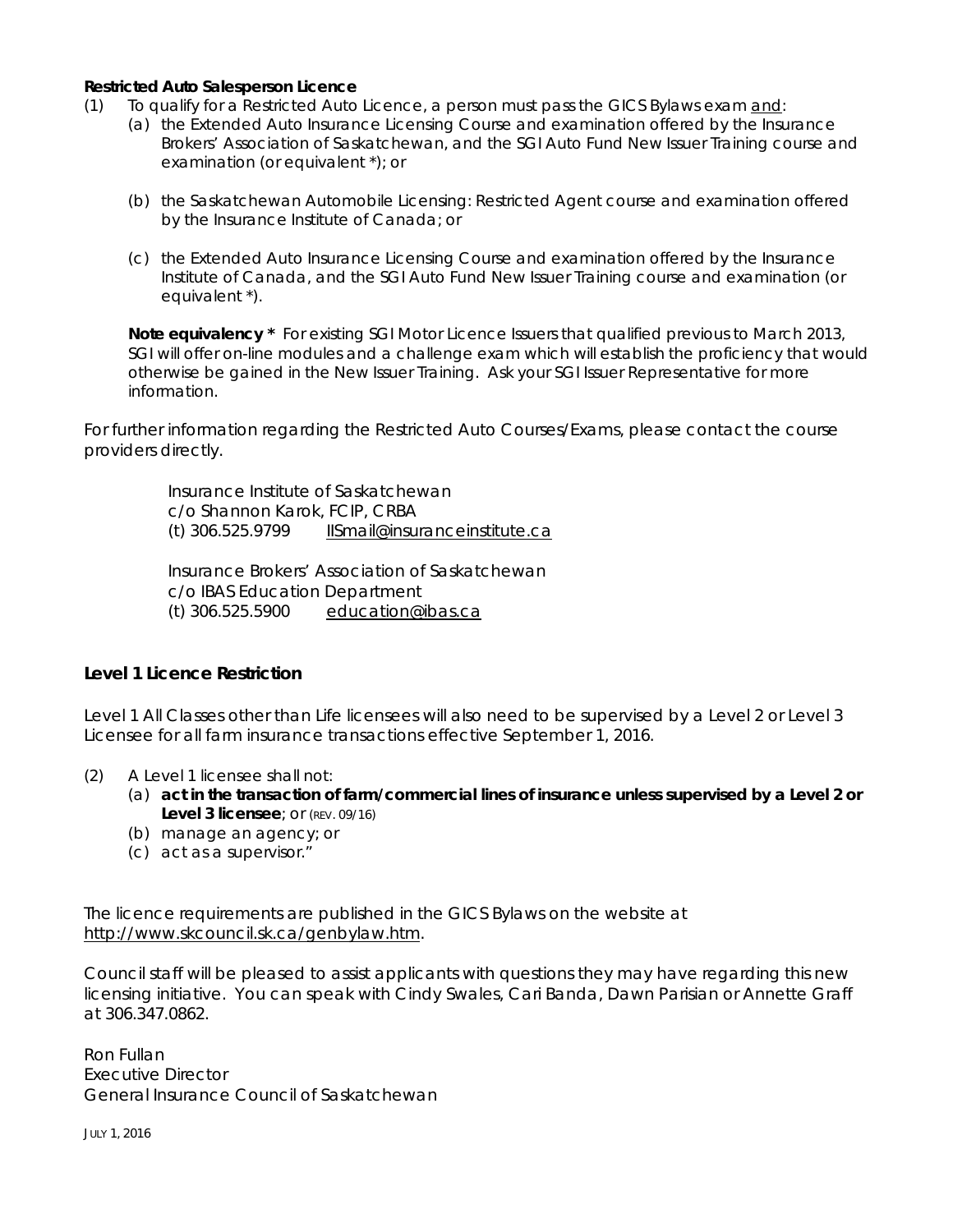**Restricted Auto Salesperson Licence**

(1) To qualify for a Restricted Auto Licence, a person must pass the GICS Bylaws exam and:

(a) the Extended Auto Insurance Licensing Course and examination offered by the Insurance Brokers' Association of Saskatchewan, and the SGI Auto Fund New Issuer Training course and examination (or equivalent *); or

(b) the Saskatchewan Automobile Licensing: Restricted Agent course and examination offered by the Insurance Institute of Canada; or

(c) the Extended Auto Insurance Licensing Course and examination offered by the Insurance Institute of Canada, and the SGI Auto Fund New Issuer Training course and examination (or equivalent *).

**Note equivalency *** For existing SGI Motor Licence Issuers that qualified previous to March 2013, SGI will offer on-line modules and a challenge exam which will establish the proficiency that would otherwise be gained in the New Issuer Training. Ask your SGI Issuer Representative for more information.

For further information regarding the Restricted Auto Courses/Exams, please contact the course providers directly.

Insurance Institute of Saskatchewan
c/o Shannon Karok, FCIP, CRBA
(t) 306.525.9799 IISmail@insuranceinstitute.ca

Insurance Brokers' Association of Saskatchewan
c/o IBAS Education Department
(t) 306.525.5900 education@ibas.ca

## Level 1 Licence Restriction

Level 1 All Classes other than Life licensees will also need to be supervised by a Level 2 or Level 3 Licensee for all farm insurance transactions effective September 1, 2016.

(2) A Level 1 licensee shall not:

(a) **act in the transaction of farm/commercial lines of insurance unless supervised by a Level 2 or Level 3 licensee**; or (REV. 09/16)
(b) manage an agency; or
(c) act as a supervisor."

The licence requirements are published in the GICS Bylaws on the website at http://www.skcouncil.sk.ca/genbylaw.htm.

Council staff will be pleased to assist applicants with questions they may have regarding this new licensing initiative. You can speak with Cindy Swales, Cari Banda, Dawn Parisian or Annette Graff at 306.347.0862.

Ron Fullan
Executive Director
General Insurance Council of Saskatchewan

JULY 1, 2016